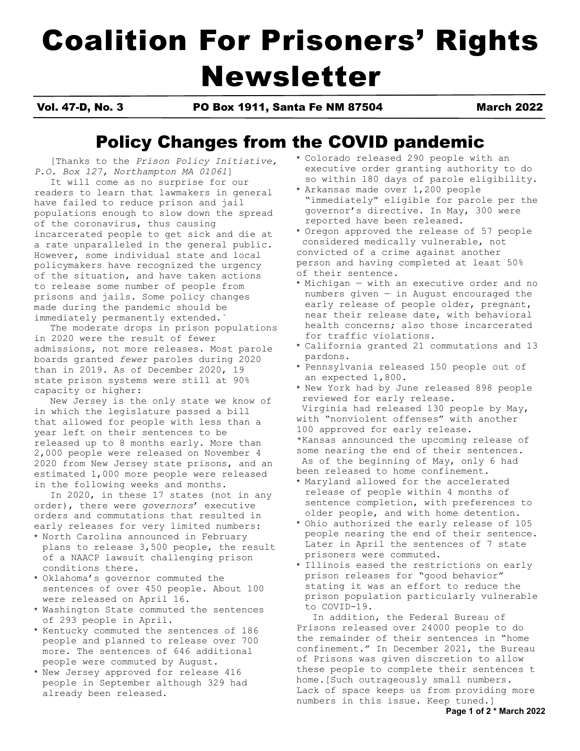# Coalition For Prisoners' Rights Newsletter

**Vol. 47-D, No. 3** | **PO Box 1911, Santa Fe NM 87504** | **March 2022**

## Policy Changes from the COVID pandemic

[Thanks to the *Prison Policy Initiative, P.O. Box 127, Northampton MA 01061*]

It will come as no surprise for our readers to learn that lawmakers in general have failed to reduce prison and jail populations enough to slow down the spread of the coronavirus, thus causing incarcerated people to get sick and die at a rate unparalleled in the general public. However, some individual state and local policymakers have recognized the urgency of the situation, and have taken actions to release some number of people from prisons and jails. Some policy changes made during the pandemic should be immediately permanently extended.`

The moderate drops in prison populations in 2020 were the result of fewer admissions, not more releases. Most parole boards granted *fewer* paroles during 2020 than in 2019. As of December 2020, 19 state prison systems were still at 90% capacity or higher:

New Jersey is the only state we know of in which the legislature passed a bill that allowed for people with less than a year left on their sentences to be released up to 8 months early. More than 2,000 people were released on November 4 2020 from New Jersey state prisons, and an estimated 1,000 more people were released in the following weeks and months.

In 2020, in these 17 states (not in any order), there were *governors*' executive orders and commutations that resulted in early releases for very limited numbers:

* North Carolina announced in February plans to release 3,500 people, the result of a NAACP lawsuit challenging prison conditions there.
* Oklahoma's governor commuted the sentences of over 450 people. About 100 were released on April 16.
* Washington State commuted the sentences of 293 people in April.
* Kentucky commuted the sentences of 186 people and planned to release over 700 more. The sentences of 646 additional people were commuted by August.
* New Jersey approved for release 416 people in September although 329 had already been released.
* Colorado released 290 people with an executive order granting authority to do so within 180 days of parole eligibility.
* Arkansas made over 1,200 people "immediately" eligible for parole per the governor's directive. In May, 300 were reported have been released.
* Oregon approved the release of 57 people considered medically vulnerable, not convicted of a crime against another person and having completed at least 50% of their sentence.
* Michigan — with an executive order and no numbers given — in August encouraged the early release of people older, pregnant, near their release date, with behavioral health concerns; also those incarcerated for traffic violations.
* California granted 21 commutations and 13 pardons.
* Pennsylvania released 150 people out of an expected 1,800.
* New York had by June released 898 people reviewed for early release.

Virginia had released 130 people by May, with "nonviolent offenses" with another 100 approved for early release.

*Kansas announced the upcoming release of some nearing the end of their sentences. As of the beginning of May, only 6 had been released to home confinement.

* Maryland allowed for the accelerated release of people within 4 months of sentence completion, with preferences to older people, and with home detention.
* Ohio authorized the early release of 105 people nearing the end of their sentence. Later in April the sentences of 7 state prisoners were commuted.
* Illinois eased the restrictions on early prison releases for "good behavior" stating it was an effort to reduce the prison population particularly vulnerable to COVID-19.

In addition, the Federal Bureau of Prisons released over 24000 people to do the remainder of their sentences in "home confinement." In December 2021, the Bureau of Prisons was given discretion to allow these people to complete their sentences t home.[Such outrageously small numbers. Lack of space keeps us from providing more numbers in this issue. Keep tuned.]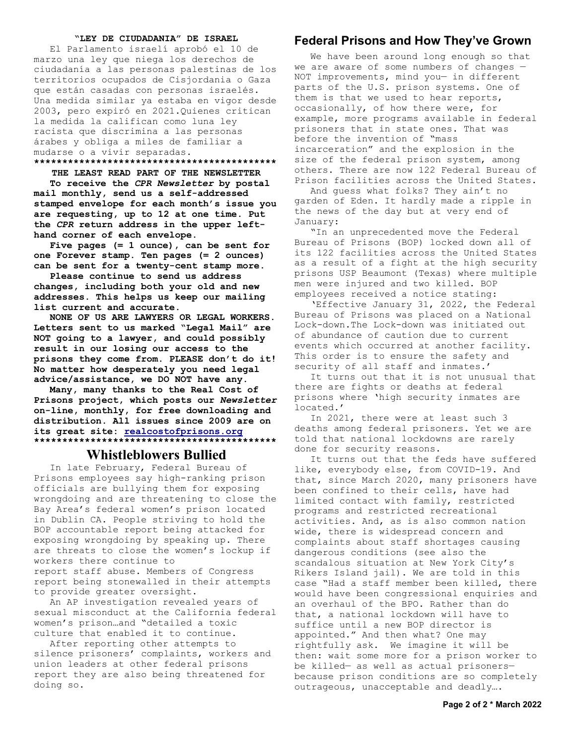**"LEY DE CIUDADANIA" DE ISRAEL**

El Parlamento israelí aprobó el 10 de marzo una ley que niega los derechos de ciudadanía a las personas palestinas de los territorios ocupados de Cisjordania o Gaza que están casadas con personas israelés. Una medida similar ya estaba en vigor desde 2003, pero expiró en 2021.Quienes critican la medida la califican como luna ley racista que discrimina a las personas árabes y obliga a miles de familiar a mudarse o a vivir separadas.

*******************************************

**THE LEAST READ PART OF THE NEWSLETTER**

**To receive the *CPR Newsletter* by postal mail monthly, send us a self-addressed stamped envelope for each month's issue you are requesting, up to 12 at one time. Put the *CPR* return address in the upper left-hand corner of each envelope.**

**Five pages (= 1 ounce), can be sent for one Forever stamp. Ten pages (= 2 ounces) can be sent for a twenty-cent stamp more.**

**Please continue to send us address changes, including both your old and new addresses. This helps us keep our mailing list current and accurate.**

**NONE OF US ARE LAWYERS OR LEGAL WORKERS. Letters sent to us marked "Legal Mail" are NOT going to a lawyer, and could possibly result in our losing our access to the prisons they come from. PLEASE don't do it! No matter how desperately you need legal advice/assistance, we DO NOT have any.**

**Many, many thanks to the Real Cost of Prisons project, which posts our *Newsletter* on-line, monthly, for free downloading and distribution. All issues since 2009 are on its great site: realcostofprisons.org**

*******************************************

## Whistleblowers Bullied

In late February, Federal Bureau of Prisons employees say high-ranking prison officials are bullying them for exposing wrongdoing and are threatening to close the Bay Area's federal women's prison located in Dublin CA. People striving to hold the BOP accountable report being attacked for exposing wrongdoing by speaking up. There are threats to close the women's lockup if workers there continue to report staff abuse. Members of Congress report being stonewalled in their attempts to provide greater oversight.

An AP investigation revealed years of sexual misconduct at the California federal women's prison…and "detailed a toxic culture that enabled it to continue.

After reporting other attempts to silence prisoners' complaints, workers and union leaders at other federal prisons report they are also being threatened for doing so.

## Federal Prisons and How They've Grown

We have been around long enough so that we are aware of some numbers of changes — NOT improvements, mind you— in different parts of the U.S. prison systems. One of them is that we used to hear reports, occasionally, of how there were, for example, more programs available in federal prisoners that in state ones. That was before the invention of "mass incarceration" and the explosion in the size of the federal prison system, among others. There are now 122 Federal Bureau of Prison facilities across the United States.

And guess what folks? They ain't no garden of Eden. It hardly made a ripple in the news of the day but at very end of January:

"In an unprecedented move the Federal Bureau of Prisons (BOP) locked down all of its 122 facilities across the United States as a result of a fight at the high security prisons USP Beaumont (Texas) where multiple men were injured and two killed. BOP employees received a notice stating:

'Effective January 31, 2022, the Federal Bureau of Prisons was placed on a National Lock-down.The Lock-down was initiated out of abundance of caution due to current events which occurred at another facility. This order is to ensure the safety and security of all staff and inmates.'

It turns out that it is not unusual that there are fights or deaths at federal prisons where 'high security inmates are located.'

In 2021, there were at least such 3 deaths among federal prisoners. Yet we are told that national lockdowns are rarely done for security reasons.

It turns out that the feds have suffered like, everybody else, from COVID-19. And that, since March 2020, many prisoners have been confined to their cells, have had limited contact with family, restricted programs and restricted recreational activities. And, as is also common nation wide, there is widespread concern and complaints about staff shortages causing dangerous conditions (see also the scandalous situation at New York City's Rikers Island jail). We are told in this case "Had a staff member been killed, there would have been congressional enquiries and an overhaul of the BPO. Rather than do that, a national lockdown will have to suffice until a new BOP director is appointed." And then what? One may rightfully ask. We imagine it will be then: wait some more for a prison worker to be killed— as well as actual prisoners— because prison conditions are so completely outrageous, unacceptable and deadly….